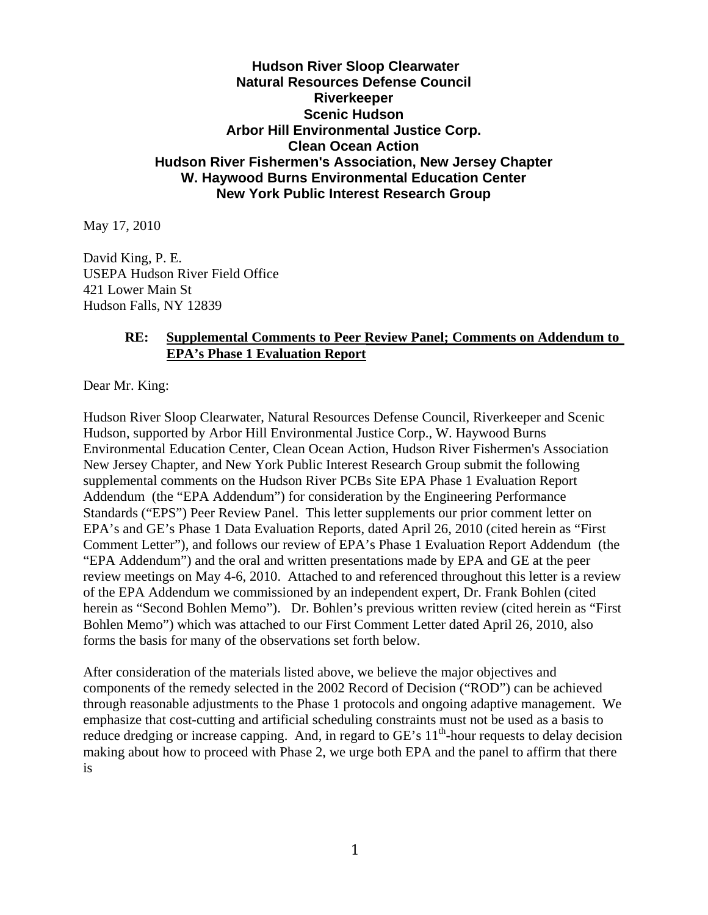**Hudson River Sloop Clearwater**
**Natural Resources Defense Council**
**Riverkeeper**
**Scenic Hudson**
**Arbor Hill Environmental Justice Corp.**
**Clean Ocean Action**
**Hudson River Fishermen's Association, New Jersey Chapter**
**W. Haywood Burns Environmental Education Center**
**New York Public Interest Research Group**

May 17, 2010

David King, P. E.
USEPA Hudson River Field Office
421 Lower Main St
Hudson Falls, NY 12839

**RE: Supplemental Comments to Peer Review Panel; Comments on Addendum to EPA's Phase 1 Evaluation Report**

Dear Mr. King:

Hudson River Sloop Clearwater, Natural Resources Defense Council, Riverkeeper and Scenic Hudson, supported by Arbor Hill Environmental Justice Corp., W. Haywood Burns Environmental Education Center, Clean Ocean Action, Hudson River Fishermen's Association New Jersey Chapter, and New York Public Interest Research Group submit the following supplemental comments on the Hudson River PCBs Site EPA Phase 1 Evaluation Report Addendum (the "EPA Addendum") for consideration by the Engineering Performance Standards ("EPS") Peer Review Panel. This letter supplements our prior comment letter on EPA's and GE's Phase 1 Data Evaluation Reports, dated April 26, 2010 (cited herein as "First Comment Letter"), and follows our review of EPA's Phase 1 Evaluation Report Addendum (the "EPA Addendum") and the oral and written presentations made by EPA and GE at the peer review meetings on May 4-6, 2010. Attached to and referenced throughout this letter is a review of the EPA Addendum we commissioned by an independent expert, Dr. Frank Bohlen (cited herein as "Second Bohlen Memo"). Dr. Bohlen's previous written review (cited herein as "First Bohlen Memo") which was attached to our First Comment Letter dated April 26, 2010, also forms the basis for many of the observations set forth below.

After consideration of the materials listed above, we believe the major objectives and components of the remedy selected in the 2002 Record of Decision ("ROD") can be achieved through reasonable adjustments to the Phase 1 protocols and ongoing adaptive management. We emphasize that cost-cutting and artificial scheduling constraints must not be used as a basis to reduce dredging or increase capping. And, in regard to GE's 11th-hour requests to delay decision making about how to proceed with Phase 2, we urge both EPA and the panel to affirm that there is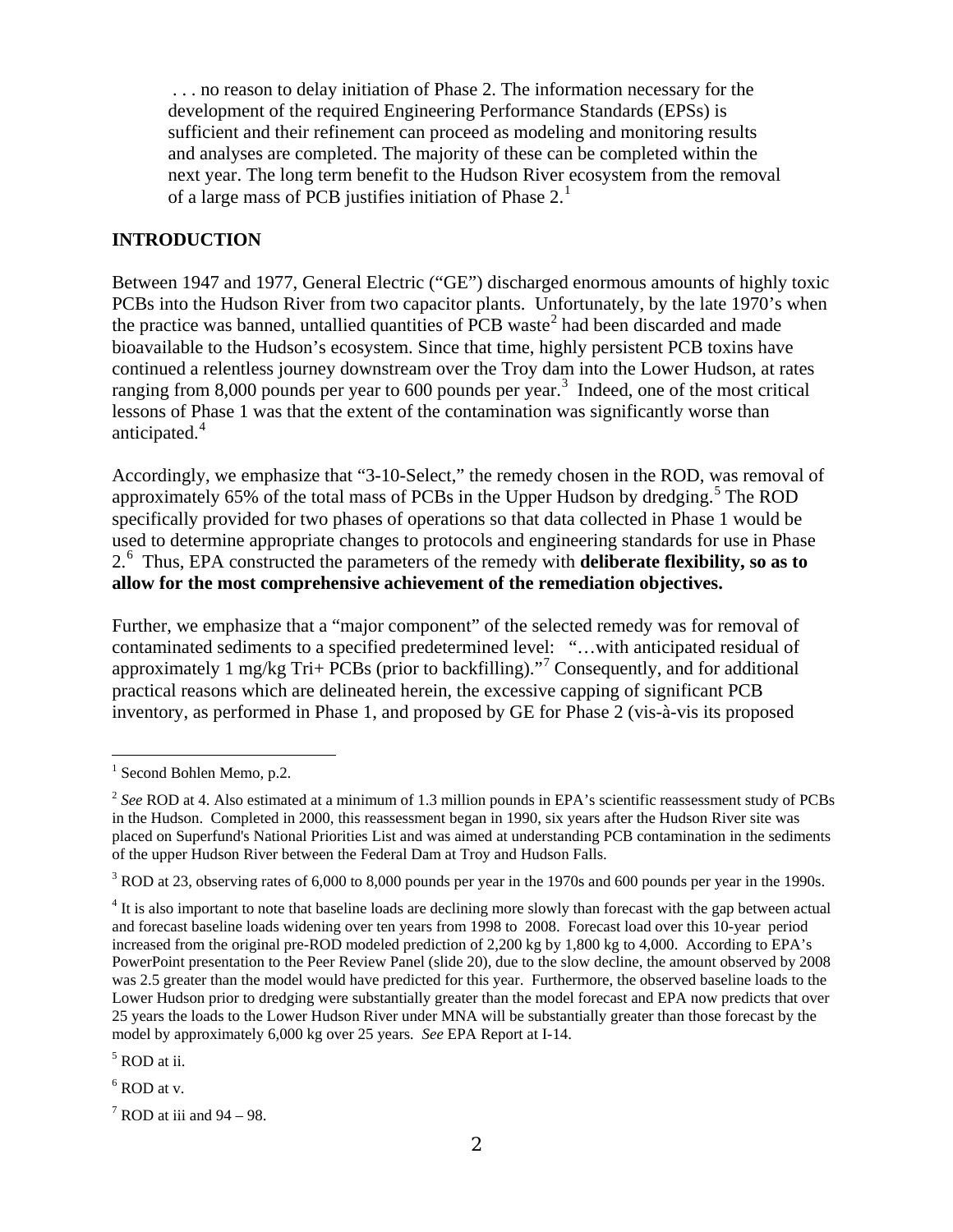> . . . no reason to delay initiation of Phase 2. The information necessary for the development of the required Engineering Performance Standards (EPSs) is sufficient and their refinement can proceed as modeling and monitoring results and analyses are completed. The majority of these can be completed within the next year. The long term benefit to the Hudson River ecosystem from the removal of a large mass of PCB justifies initiation of Phase 2.[1]

## INTRODUCTION

Between 1947 and 1977, General Electric ("GE") discharged enormous amounts of highly toxic PCBs into the Hudson River from two capacitor plants. Unfortunately, by the late 1970's when the practice was banned, untallied quantities of PCB waste[2] had been discarded and made bioavailable to the Hudson's ecosystem. Since that time, highly persistent PCB toxins have continued a relentless journey downstream over the Troy dam into the Lower Hudson, at rates ranging from 8,000 pounds per year to 600 pounds per year.[3] Indeed, one of the most critical lessons of Phase 1 was that the extent of the contamination was significantly worse than anticipated.[4]

Accordingly, we emphasize that "3-10-Select," the remedy chosen in the ROD, was removal of approximately 65% of the total mass of PCBs in the Upper Hudson by dredging.[5] The ROD specifically provided for two phases of operations so that data collected in Phase 1 would be used to determine appropriate changes to protocols and engineering standards for use in Phase 2.[6] Thus, EPA constructed the parameters of the remedy with **deliberate flexibility, so as to allow for the most comprehensive achievement of the remediation objectives.**

Further, we emphasize that a "major component" of the selected remedy was for removal of contaminated sediments to a specified predetermined level: "…with anticipated residual of approximately 1 mg/kg Tri+ PCBs (prior to backfilling)."[7] Consequently, and for additional practical reasons which are delineated herein, the excessive capping of significant PCB inventory, as performed in Phase 1, and proposed by GE for Phase 2 (vis-à-vis its proposed

---

[1] Second Bohlen Memo, p.2.

[2] *See* ROD at 4. Also estimated at a minimum of 1.3 million pounds in EPA's scientific reassessment study of PCBs in the Hudson. Completed in 2000, this reassessment began in 1990, six years after the Hudson River site was placed on Superfund's National Priorities List and was aimed at understanding PCB contamination in the sediments of the upper Hudson River between the Federal Dam at Troy and Hudson Falls.

[3] ROD at 23, observing rates of 6,000 to 8,000 pounds per year in the 1970s and 600 pounds per year in the 1990s.

[4] It is also important to note that baseline loads are declining more slowly than forecast with the gap between actual and forecast baseline loads widening over ten years from 1998 to 2008. Forecast load over this 10-year period increased from the original pre-ROD modeled prediction of 2,200 kg by 1,800 kg to 4,000. According to EPA's PowerPoint presentation to the Peer Review Panel (slide 20), due to the slow decline, the amount observed by 2008 was 2.5 greater than the model would have predicted for this year. Furthermore, the observed baseline loads to the Lower Hudson prior to dredging were substantially greater than the model forecast and EPA now predicts that over 25 years the loads to the Lower Hudson River under MNA will be substantially greater than those forecast by the model by approximately 6,000 kg over 25 years. *See* EPA Report at I-14.

[5] ROD at ii.

[6] ROD at v.

[7] ROD at iii and 94 – 98.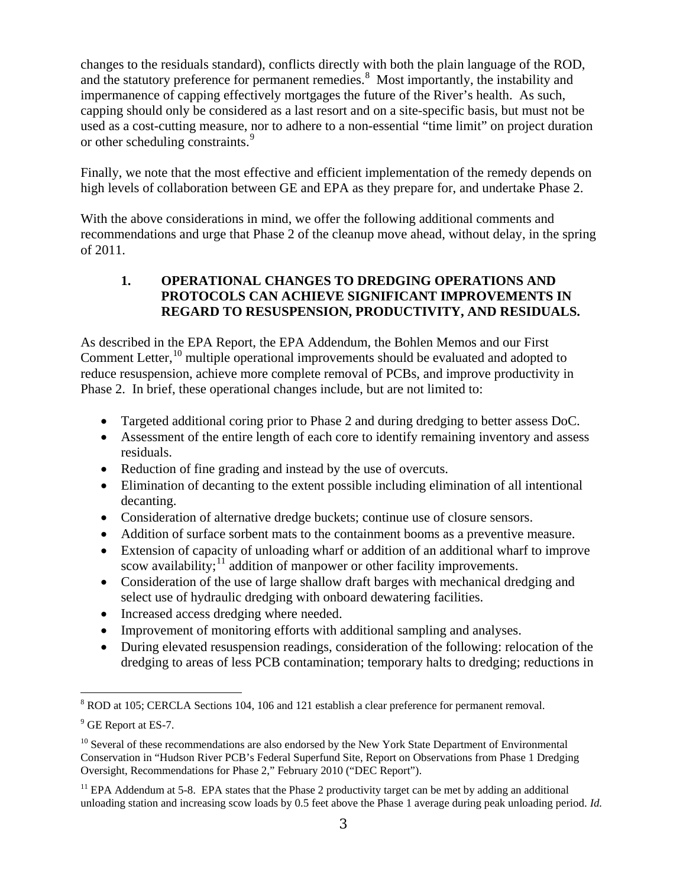changes to the residuals standard), conflicts directly with both the plain language of the ROD, and the statutory preference for permanent remedies.[8] Most importantly, the instability and impermanence of capping effectively mortgages the future of the River's health. As such, capping should only be considered as a last resort and on a site-specific basis, but must not be used as a cost-cutting measure, nor to adhere to a non-essential "time limit" on project duration or other scheduling constraints.[9]

Finally, we note that the most effective and efficient implementation of the remedy depends on high levels of collaboration between GE and EPA as they prepare for, and undertake Phase 2.

With the above considerations in mind, we offer the following additional comments and recommendations and urge that Phase 2 of the cleanup move ahead, without delay, in the spring of 2011.

## 1. OPERATIONAL CHANGES TO DREDGING OPERATIONS AND PROTOCOLS CAN ACHIEVE SIGNIFICANT IMPROVEMENTS IN REGARD TO RESUSPENSION, PRODUCTIVITY, AND RESIDUALS.

As described in the EPA Report, the EPA Addendum, the Bohlen Memos and our First Comment Letter,[10] multiple operational improvements should be evaluated and adopted to reduce resuspension, achieve more complete removal of PCBs, and improve productivity in Phase 2. In brief, these operational changes include, but are not limited to:

- Targeted additional coring prior to Phase 2 and during dredging to better assess DoC.
- Assessment of the entire length of each core to identify remaining inventory and assess residuals.
- Reduction of fine grading and instead by the use of overcuts.
- Elimination of decanting to the extent possible including elimination of all intentional decanting.
- Consideration of alternative dredge buckets; continue use of closure sensors.
- Addition of surface sorbent mats to the containment booms as a preventive measure.
- Extension of capacity of unloading wharf or addition of an additional wharf to improve scow availability;[11] addition of manpower or other facility improvements.
- Consideration of the use of large shallow draft barges with mechanical dredging and select use of hydraulic dredging with onboard dewatering facilities.
- Increased access dredging where needed.
- Improvement of monitoring efforts with additional sampling and analyses.
- During elevated resuspension readings, consideration of the following: relocation of the dredging to areas of less PCB contamination; temporary halts to dredging; reductions in

---

[8] ROD at 105; CERCLA Sections 104, 106 and 121 establish a clear preference for permanent removal.

[9] GE Report at ES-7.

[10] Several of these recommendations are also endorsed by the New York State Department of Environmental Conservation in "Hudson River PCB's Federal Superfund Site, Report on Observations from Phase 1 Dredging Oversight, Recommendations for Phase 2," February 2010 ("DEC Report").

[11] EPA Addendum at 5-8. EPA states that the Phase 2 productivity target can be met by adding an additional unloading station and increasing scow loads by 0.5 feet above the Phase 1 average during peak unloading period. *Id.*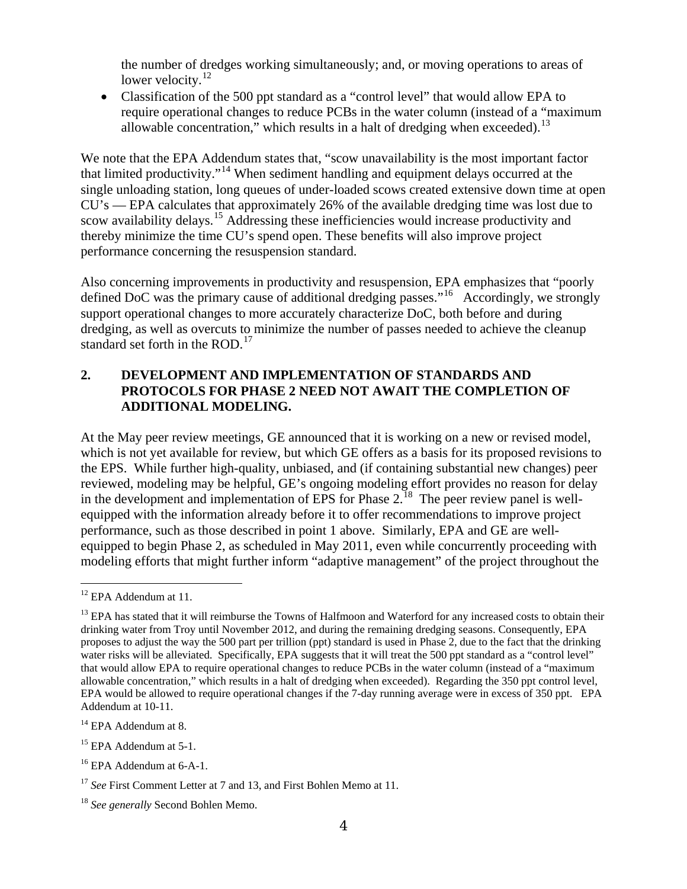the number of dredges working simultaneously; and, or moving operations to areas of lower velocity.[12]

- Classification of the 500 ppt standard as a "control level" that would allow EPA to require operational changes to reduce PCBs in the water column (instead of a "maximum allowable concentration," which results in a halt of dredging when exceeded).[13]

We note that the EPA Addendum states that, "scow unavailability is the most important factor that limited productivity."[14] When sediment handling and equipment delays occurred at the single unloading station, long queues of under-loaded scows created extensive down time at open CU's — EPA calculates that approximately 26% of the available dredging time was lost due to scow availability delays.[15] Addressing these inefficiencies would increase productivity and thereby minimize the time CU's spend open. These benefits will also improve project performance concerning the resuspension standard.

Also concerning improvements in productivity and resuspension, EPA emphasizes that "poorly defined DoC was the primary cause of additional dredging passes."[16] Accordingly, we strongly support operational changes to more accurately characterize DoC, both before and during dredging, as well as overcuts to minimize the number of passes needed to achieve the cleanup standard set forth in the ROD.[17]

## 2. DEVELOPMENT AND IMPLEMENTATION OF STANDARDS AND PROTOCOLS FOR PHASE 2 NEED NOT AWAIT THE COMPLETION OF ADDITIONAL MODELING.

At the May peer review meetings, GE announced that it is working on a new or revised model, which is not yet available for review, but which GE offers as a basis for its proposed revisions to the EPS. While further high-quality, unbiased, and (if containing substantial new changes) peer reviewed, modeling may be helpful, GE's ongoing modeling effort provides no reason for delay in the development and implementation of EPS for Phase 2.[18] The peer review panel is well-equipped with the information already before it to offer recommendations to improve project performance, such as those described in point 1 above. Similarly, EPA and GE are well-equipped to begin Phase 2, as scheduled in May 2011, even while concurrently proceeding with modeling efforts that might further inform "adaptive management" of the project throughout the

---

[12] EPA Addendum at 11.

[13] EPA has stated that it will reimburse the Towns of Halfmoon and Waterford for any increased costs to obtain their drinking water from Troy until November 2012, and during the remaining dredging seasons. Consequently, EPA proposes to adjust the way the 500 part per trillion (ppt) standard is used in Phase 2, due to the fact that the drinking water risks will be alleviated. Specifically, EPA suggests that it will treat the 500 ppt standard as a "control level" that would allow EPA to require operational changes to reduce PCBs in the water column (instead of a "maximum allowable concentration," which results in a halt of dredging when exceeded). Regarding the 350 ppt control level, EPA would be allowed to require operational changes if the 7-day running average were in excess of 350 ppt. EPA Addendum at 10-11.

[14] EPA Addendum at 8.

[15] EPA Addendum at 5-1.

[16] EPA Addendum at 6-A-1.

[17] *See* First Comment Letter at 7 and 13, and First Bohlen Memo at 11.

[18] *See generally* Second Bohlen Memo.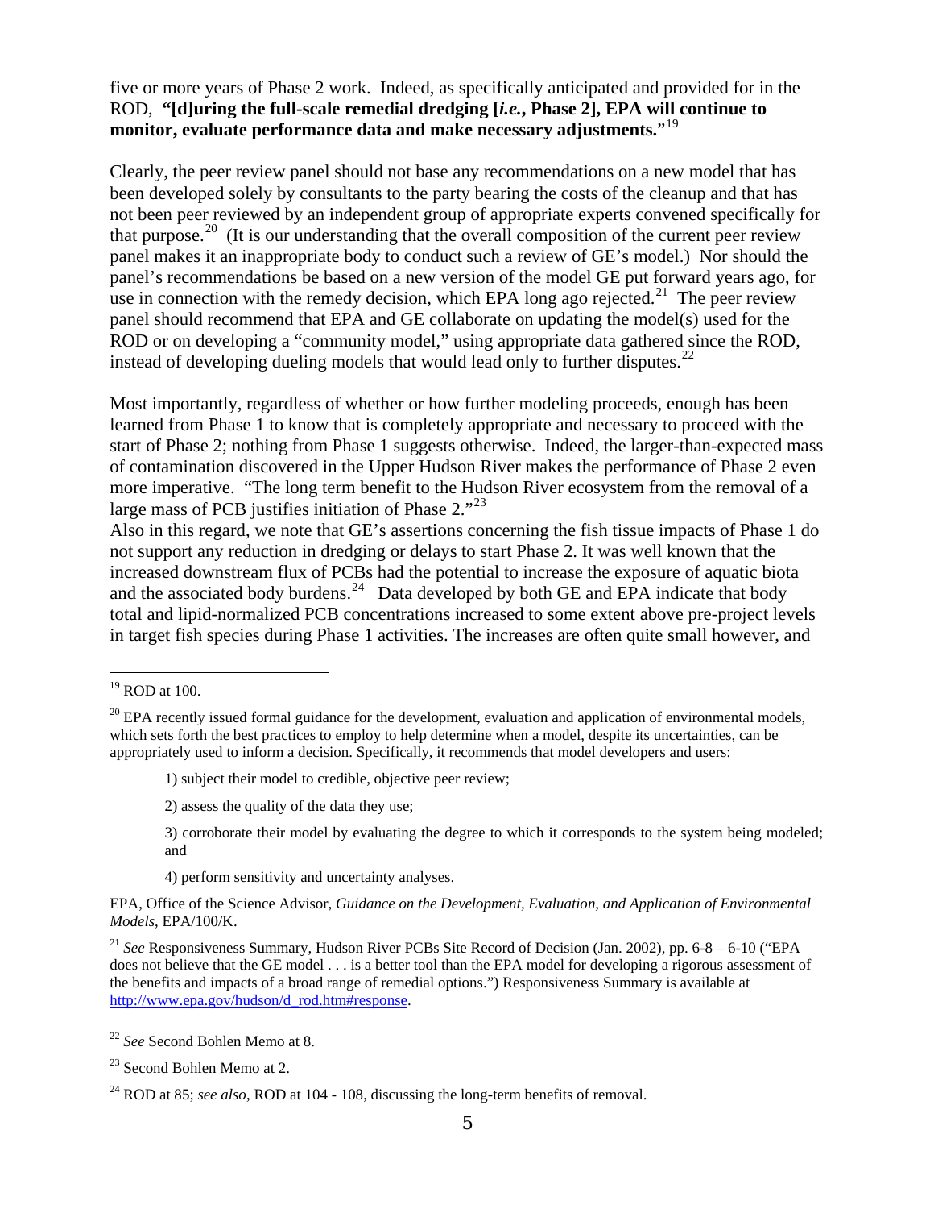five or more years of Phase 2 work. Indeed, as specifically anticipated and provided for in the ROD, **"[d]uring the full-scale remedial dredging [*i.e.*, Phase 2], EPA will continue to monitor, evaluate performance data and make necessary adjustments.**"[19]

Clearly, the peer review panel should not base any recommendations on a new model that has been developed solely by consultants to the party bearing the costs of the cleanup and that has not been peer reviewed by an independent group of appropriate experts convened specifically for that purpose.[20] (It is our understanding that the overall composition of the current peer review panel makes it an inappropriate body to conduct such a review of GE's model.) Nor should the panel's recommendations be based on a new version of the model GE put forward years ago, for use in connection with the remedy decision, which EPA long ago rejected.[21] The peer review panel should recommend that EPA and GE collaborate on updating the model(s) used for the ROD or on developing a "community model," using appropriate data gathered since the ROD, instead of developing dueling models that would lead only to further disputes.[22]

Most importantly, regardless of whether or how further modeling proceeds, enough has been learned from Phase 1 to know that is completely appropriate and necessary to proceed with the start of Phase 2; nothing from Phase 1 suggests otherwise. Indeed, the larger-than-expected mass of contamination discovered in the Upper Hudson River makes the performance of Phase 2 even more imperative. "The long term benefit to the Hudson River ecosystem from the removal of a large mass of PCB justifies initiation of Phase 2."[23]
Also in this regard, we note that GE's assertions concerning the fish tissue impacts of Phase 1 do not support any reduction in dredging or delays to start Phase 2. It was well known that the increased downstream flux of PCBs had the potential to increase the exposure of aquatic biota and the associated body burdens.[24] Data developed by both GE and EPA indicate that body total and lipid-normalized PCB concentrations increased to some extent above pre-project levels in target fish species during Phase 1 activities. The increases are often quite small however, and

---

[19] ROD at 100.

[20] EPA recently issued formal guidance for the development, evaluation and application of environmental models, which sets forth the best practices to employ to help determine when a model, despite its uncertainties, can be appropriately used to inform a decision. Specifically, it recommends that model developers and users:

1) subject their model to credible, objective peer review;

2) assess the quality of the data they use;

3) corroborate their model by evaluating the degree to which it corresponds to the system being modeled; and

4) perform sensitivity and uncertainty analyses.

EPA, Office of the Science Advisor, *Guidance on the Development, Evaluation, and Application of Environmental Models*, EPA/100/K.

[21] *See* Responsiveness Summary, Hudson River PCBs Site Record of Decision (Jan. 2002), pp. 6-8 – 6-10 ("EPA does not believe that the GE model . . . is a better tool than the EPA model for developing a rigorous assessment of the benefits and impacts of a broad range of remedial options.") Responsiveness Summary is available at http://www.epa.gov/hudson/d_rod.htm#response.

[22] *See* Second Bohlen Memo at 8.

[23] Second Bohlen Memo at 2.

[24] ROD at 85; *see also*, ROD at 104 - 108, discussing the long-term benefits of removal.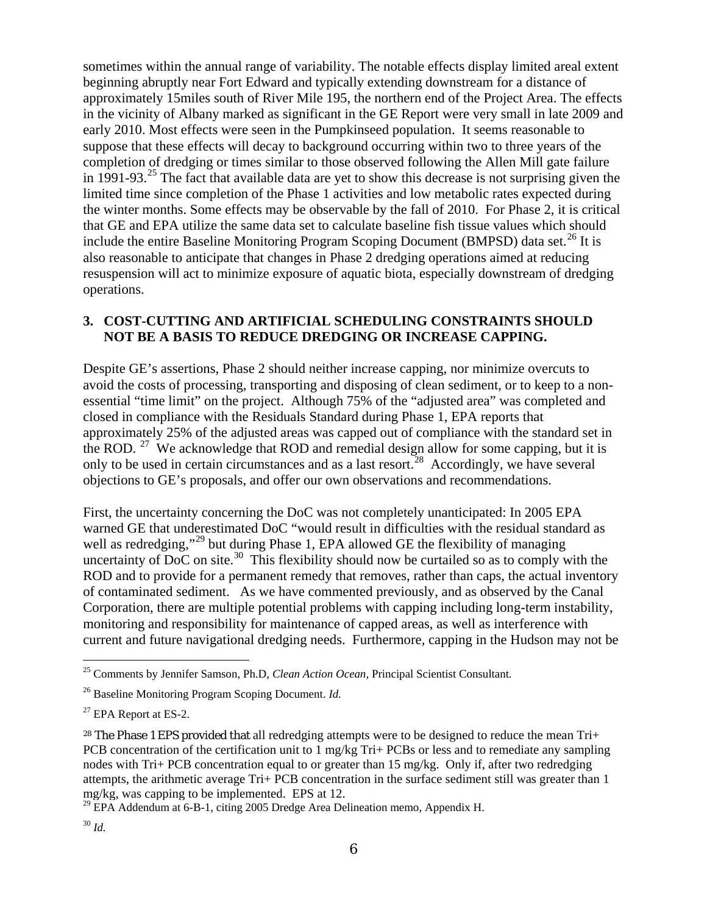sometimes within the annual range of variability. The notable effects display limited areal extent beginning abruptly near Fort Edward and typically extending downstream for a distance of approximately 15miles south of River Mile 195, the northern end of the Project Area. The effects in the vicinity of Albany marked as significant in the GE Report were very small in late 2009 and early 2010. Most effects were seen in the Pumpkinseed population. It seems reasonable to suppose that these effects will decay to background occurring within two to three years of the completion of dredging or times similar to those observed following the Allen Mill gate failure in 1991-93.[25] The fact that available data are yet to show this decrease is not surprising given the limited time since completion of the Phase 1 activities and low metabolic rates expected during the winter months. Some effects may be observable by the fall of 2010. For Phase 2, it is critical that GE and EPA utilize the same data set to calculate baseline fish tissue values which should include the entire Baseline Monitoring Program Scoping Document (BMPSD) data set.[26] It is also reasonable to anticipate that changes in Phase 2 dredging operations aimed at reducing resuspension will act to minimize exposure of aquatic biota, especially downstream of dredging operations.

## 3. COST-CUTTING AND ARTIFICIAL SCHEDULING CONSTRAINTS SHOULD NOT BE A BASIS TO REDUCE DREDGING OR INCREASE CAPPING.

Despite GE's assertions, Phase 2 should neither increase capping, nor minimize overcuts to avoid the costs of processing, transporting and disposing of clean sediment, or to keep to a non-essential "time limit" on the project. Although 75% of the "adjusted area" was completed and closed in compliance with the Residuals Standard during Phase 1, EPA reports that approximately 25% of the adjusted areas was capped out of compliance with the standard set in the ROD. [27] We acknowledge that ROD and remedial design allow for some capping, but it is only to be used in certain circumstances and as a last resort.[28] Accordingly, we have several objections to GE's proposals, and offer our own observations and recommendations.

First, the uncertainty concerning the DoC was not completely unanticipated: In 2005 EPA warned GE that underestimated DoC "would result in difficulties with the residual standard as well as redredging,"[29] but during Phase 1, EPA allowed GE the flexibility of managing uncertainty of DoC on site.[30] This flexibility should now be curtailed so as to comply with the ROD and to provide for a permanent remedy that removes, rather than caps, the actual inventory of contaminated sediment. As we have commented previously, and as observed by the Canal Corporation, there are multiple potential problems with capping including long-term instability, monitoring and responsibility for maintenance of capped areas, as well as interference with current and future navigational dredging needs. Furthermore, capping in the Hudson may not be

---

[25] Comments by Jennifer Samson, Ph.D, *Clean Action Ocean*, Principal Scientist Consultant.

[26] Baseline Monitoring Program Scoping Document. *Id.*

[27] EPA Report at ES-2.

[28] The Phase 1 EPS provided that all redredging attempts were to be designed to reduce the mean Tri+ PCB concentration of the certification unit to 1 mg/kg Tri+ PCBs or less and to remediate any sampling nodes with Tri+ PCB concentration equal to or greater than 15 mg/kg. Only if, after two redredging attempts, the arithmetic average Tri+ PCB concentration in the surface sediment still was greater than 1 mg/kg, was capping to be implemented. EPS at 12.

[29] EPA Addendum at 6-B-1, citing 2005 Dredge Area Delineation memo, Appendix H.

[30] *Id.*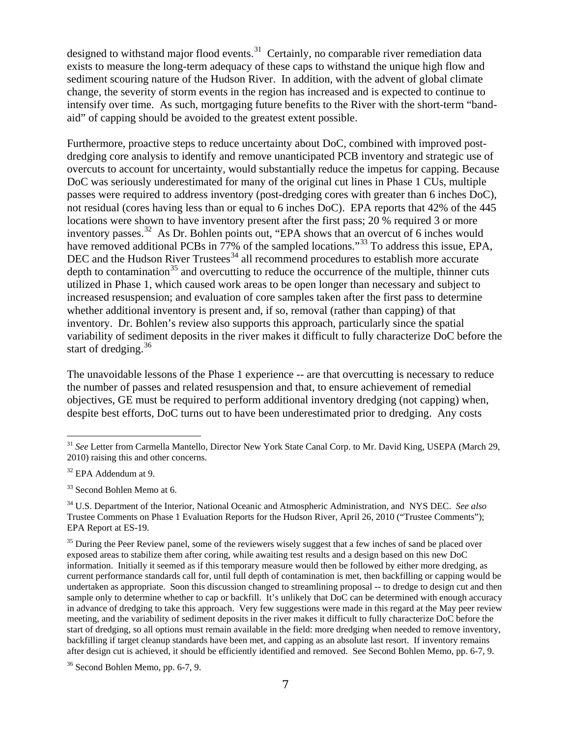designed to withstand major flood events.[31] Certainly, no comparable river remediation data exists to measure the long-term adequacy of these caps to withstand the unique high flow and sediment scouring nature of the Hudson River. In addition, with the advent of global climate change, the severity of storm events in the region has increased and is expected to continue to intensify over time. As such, mortgaging future benefits to the River with the short-term "band-aid" of capping should be avoided to the greatest extent possible.

Furthermore, proactive steps to reduce uncertainty about DoC, combined with improved post-dredging core analysis to identify and remove unanticipated PCB inventory and strategic use of overcuts to account for uncertainty, would substantially reduce the impetus for capping. Because DoC was seriously underestimated for many of the original cut lines in Phase 1 CUs, multiple passes were required to address inventory (post-dredging cores with greater than 6 inches DoC), not residual (cores having less than or equal to 6 inches DoC). EPA reports that 42% of the 445 locations were shown to have inventory present after the first pass; 20 % required 3 or more inventory passes.[32] As Dr. Bohlen points out, "EPA shows that an overcut of 6 inches would have removed additional PCBs in 77% of the sampled locations."[33] To address this issue, EPA, DEC and the Hudson River Trustees[34] all recommend procedures to establish more accurate depth to contamination[35] and overcutting to reduce the occurrence of the multiple, thinner cuts utilized in Phase 1, which caused work areas to be open longer than necessary and subject to increased resuspension; and evaluation of core samples taken after the first pass to determine whether additional inventory is present and, if so, removal (rather than capping) of that inventory. Dr. Bohlen's review also supports this approach, particularly since the spatial variability of sediment deposits in the river makes it difficult to fully characterize DoC before the start of dredging.[36]

The unavoidable lessons of the Phase 1 experience -- are that overcutting is necessary to reduce the number of passes and related resuspension and that, to ensure achievement of remedial objectives, GE must be required to perform additional inventory dredging (not capping) when, despite best efforts, DoC turns out to have been underestimated prior to dredging. Any costs

---

[31] *See* Letter from Carmella Mantello, Director New York State Canal Corp. to Mr. David King, USEPA (March 29, 2010) raising this and other concerns.

[32] EPA Addendum at 9.

[33] Second Bohlen Memo at 6.

[34] U.S. Department of the Interior, National Oceanic and Atmospheric Administration, and NYS DEC. *See also* Trustee Comments on Phase 1 Evaluation Reports for the Hudson River, April 26, 2010 ("Trustee Comments"); EPA Report at ES-19.

[35] During the Peer Review panel, some of the reviewers wisely suggest that a few inches of sand be placed over exposed areas to stabilize them after coring, while awaiting test results and a design based on this new DoC information. Initially it seemed as if this temporary measure would then be followed by either more dredging, as current performance standards call for, until full depth of contamination is met, then backfilling or capping would be undertaken as appropriate. Soon this discussion changed to streamlining proposal -- to dredge to design cut and then sample only to determine whether to cap or backfill. It's unlikely that DoC can be determined with enough accuracy in advance of dredging to take this approach. Very few suggestions were made in this regard at the May peer review meeting, and the variability of sediment deposits in the river makes it difficult to fully characterize DoC before the start of dredging, so all options must remain available in the field: more dredging when needed to remove inventory, backfilling if target cleanup standards have been met, and capping as an absolute last resort. If inventory remains after design cut is achieved, it should be efficiently identified and removed. See Second Bohlen Memo, pp. 6-7, 9.

[36] Second Bohlen Memo, pp. 6-7, 9.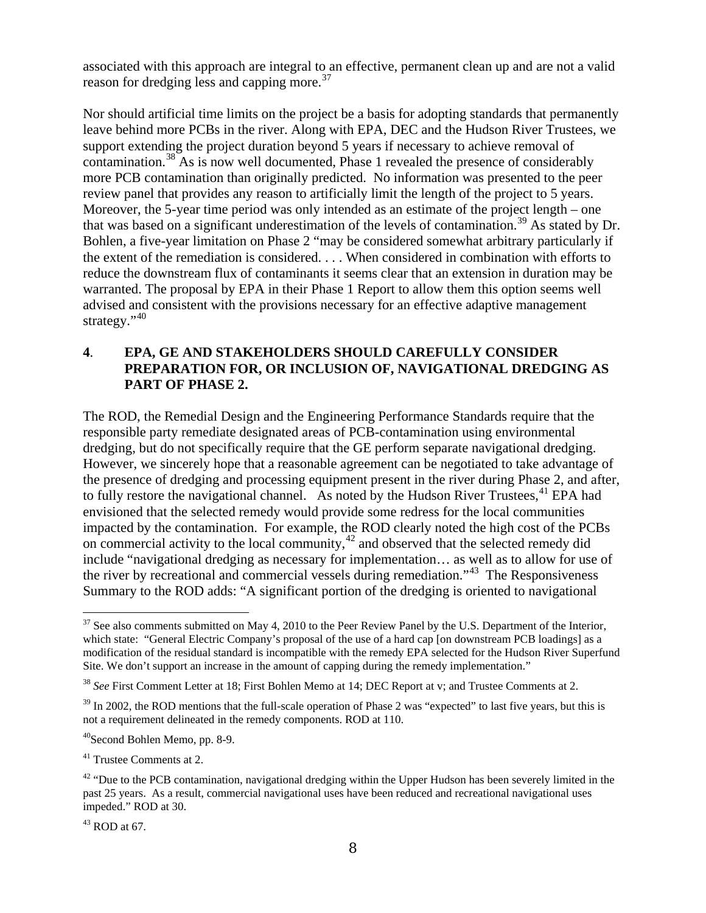associated with this approach are integral to an effective, permanent clean up and are not a valid reason for dredging less and capping more.[37]

Nor should artificial time limits on the project be a basis for adopting standards that permanently leave behind more PCBs in the river. Along with EPA, DEC and the Hudson River Trustees, we support extending the project duration beyond 5 years if necessary to achieve removal of contamination.[38] As is now well documented, Phase 1 revealed the presence of considerably more PCB contamination than originally predicted. No information was presented to the peer review panel that provides any reason to artificially limit the length of the project to 5 years. Moreover, the 5-year time period was only intended as an estimate of the project length – one that was based on a significant underestimation of the levels of contamination.[39] As stated by Dr. Bohlen, a five-year limitation on Phase 2 "may be considered somewhat arbitrary particularly if the extent of the remediation is considered. . . . When considered in combination with efforts to reduce the downstream flux of contaminants it seems clear that an extension in duration may be warranted. The proposal by EPA in their Phase 1 Report to allow them this option seems well advised and consistent with the provisions necessary for an effective adaptive management strategy."[40]

## 4. EPA, GE AND STAKEHOLDERS SHOULD CAREFULLY CONSIDER PREPARATION FOR, OR INCLUSION OF, NAVIGATIONAL DREDGING AS PART OF PHASE 2.

The ROD, the Remedial Design and the Engineering Performance Standards require that the responsible party remediate designated areas of PCB-contamination using environmental dredging, but do not specifically require that the GE perform separate navigational dredging. However, we sincerely hope that a reasonable agreement can be negotiated to take advantage of the presence of dredging and processing equipment present in the river during Phase 2, and after, to fully restore the navigational channel. As noted by the Hudson River Trustees,[41] EPA had envisioned that the selected remedy would provide some redress for the local communities impacted by the contamination. For example, the ROD clearly noted the high cost of the PCBs on commercial activity to the local community,[42] and observed that the selected remedy did include "navigational dredging as necessary for implementation… as well as to allow for use of the river by recreational and commercial vessels during remediation."[43] The Responsiveness Summary to the ROD adds: "A significant portion of the dredging is oriented to navigational

---

[37] See also comments submitted on May 4, 2010 to the Peer Review Panel by the U.S. Department of the Interior, which state: "General Electric Company's proposal of the use of a hard cap [on downstream PCB loadings] as a modification of the residual standard is incompatible with the remedy EPA selected for the Hudson River Superfund Site. We don't support an increase in the amount of capping during the remedy implementation."

[38] *See* First Comment Letter at 18; First Bohlen Memo at 14; DEC Report at v; and Trustee Comments at 2.

[39] In 2002, the ROD mentions that the full-scale operation of Phase 2 was "expected" to last five years, but this is not a requirement delineated in the remedy components. ROD at 110.

[40] Second Bohlen Memo, pp. 8-9.

[41] Trustee Comments at 2.

[42] "Due to the PCB contamination, navigational dredging within the Upper Hudson has been severely limited in the past 25 years. As a result, commercial navigational uses have been reduced and recreational navigational uses impeded." ROD at 30.

[43] ROD at 67.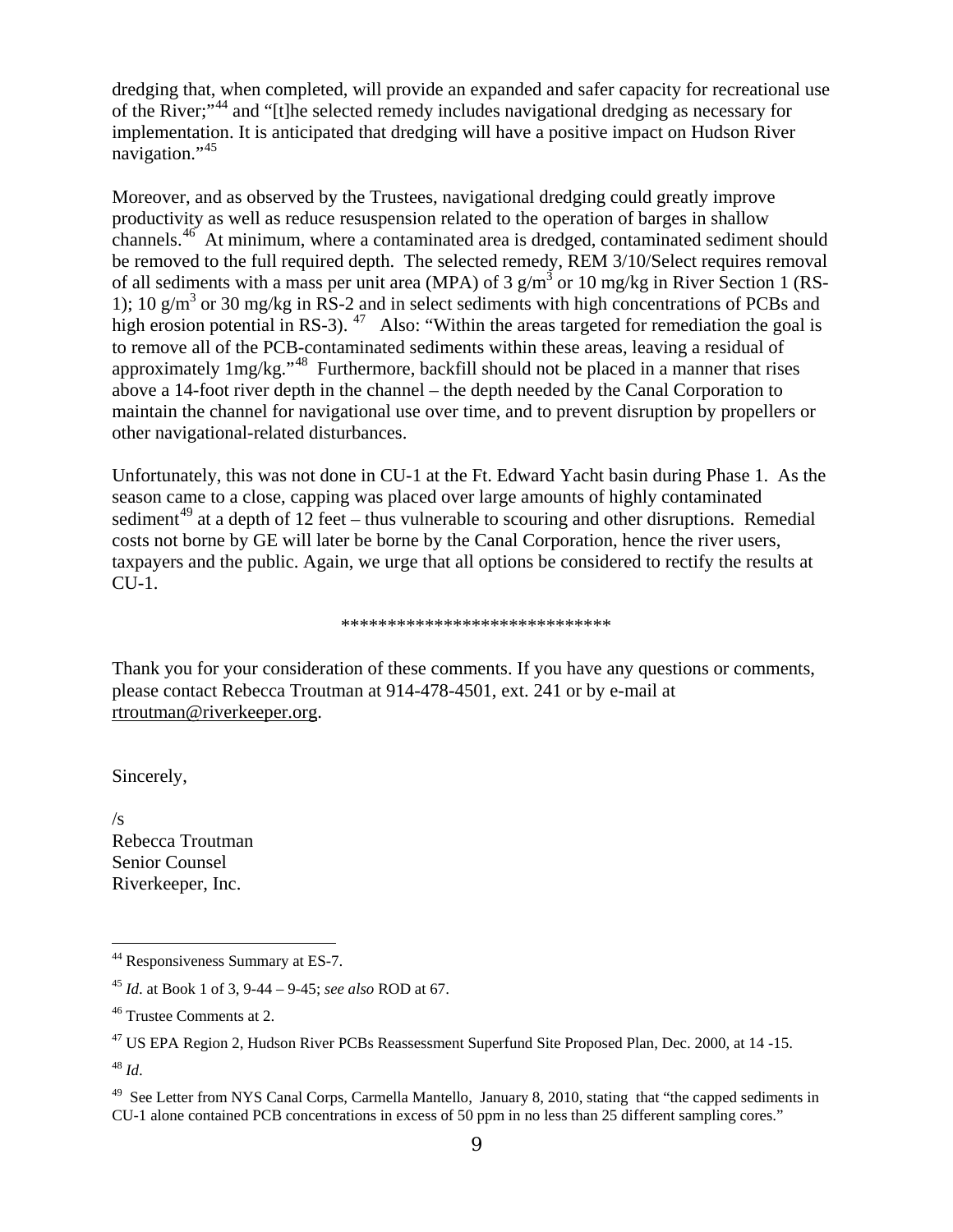dredging that, when completed, will provide an expanded and safer capacity for recreational use of the River;"[44] and "[t]he selected remedy includes navigational dredging as necessary for implementation. It is anticipated that dredging will have a positive impact on Hudson River navigation."[45]

Moreover, and as observed by the Trustees, navigational dredging could greatly improve productivity as well as reduce resuspension related to the operation of barges in shallow channels.[46] At minimum, where a contaminated area is dredged, contaminated sediment should be removed to the full required depth. The selected remedy, REM 3/10/Select requires removal of all sediments with a mass per unit area (MPA) of 3 $g/m^3$ or 10 mg/kg in River Section 1 (RS-1); 10 $g/m^3$ or 30 mg/kg in RS-2 and in select sediments with high concentrations of PCBs and high erosion potential in RS-3).[47] Also: "Within the areas targeted for remediation the goal is to remove all of the PCB-contaminated sediments within these areas, leaving a residual of approximately 1mg/kg."[48] Furthermore, backfill should not be placed in a manner that rises above a 14-foot river depth in the channel – the depth needed by the Canal Corporation to maintain the channel for navigational use over time, and to prevent disruption by propellers or other navigational-related disturbances.

Unfortunately, this was not done in CU-1 at the Ft. Edward Yacht basin during Phase 1. As the season came to a close, capping was placed over large amounts of highly contaminated sediment[49] at a depth of 12 feet – thus vulnerable to scouring and other disruptions. Remedial costs not borne by GE will later be borne by the Canal Corporation, hence the river users, taxpayers and the public. Again, we urge that all options be considered to rectify the results at CU-1.

*****************************

Thank you for your consideration of these comments. If you have any questions or comments, please contact Rebecca Troutman at 914-478-4501, ext. 241 or by e-mail at rtroutman@riverkeeper.org.

Sincerely,

/s
Rebecca Troutman
Senior Counsel
Riverkeeper, Inc.

---

[44] Responsiveness Summary at ES-7.

[45] *Id*. at Book 1 of 3, 9-44 – 9-45; *see also* ROD at 67.

[46] Trustee Comments at 2.

[47] US EPA Region 2, Hudson River PCBs Reassessment Superfund Site Proposed Plan, Dec. 2000, at 14 -15.

[48] *Id*.

[49] See Letter from NYS Canal Corps, Carmella Mantello, January 8, 2010, stating that "the capped sediments in CU-1 alone contained PCB concentrations in excess of 50 ppm in no less than 25 different sampling cores."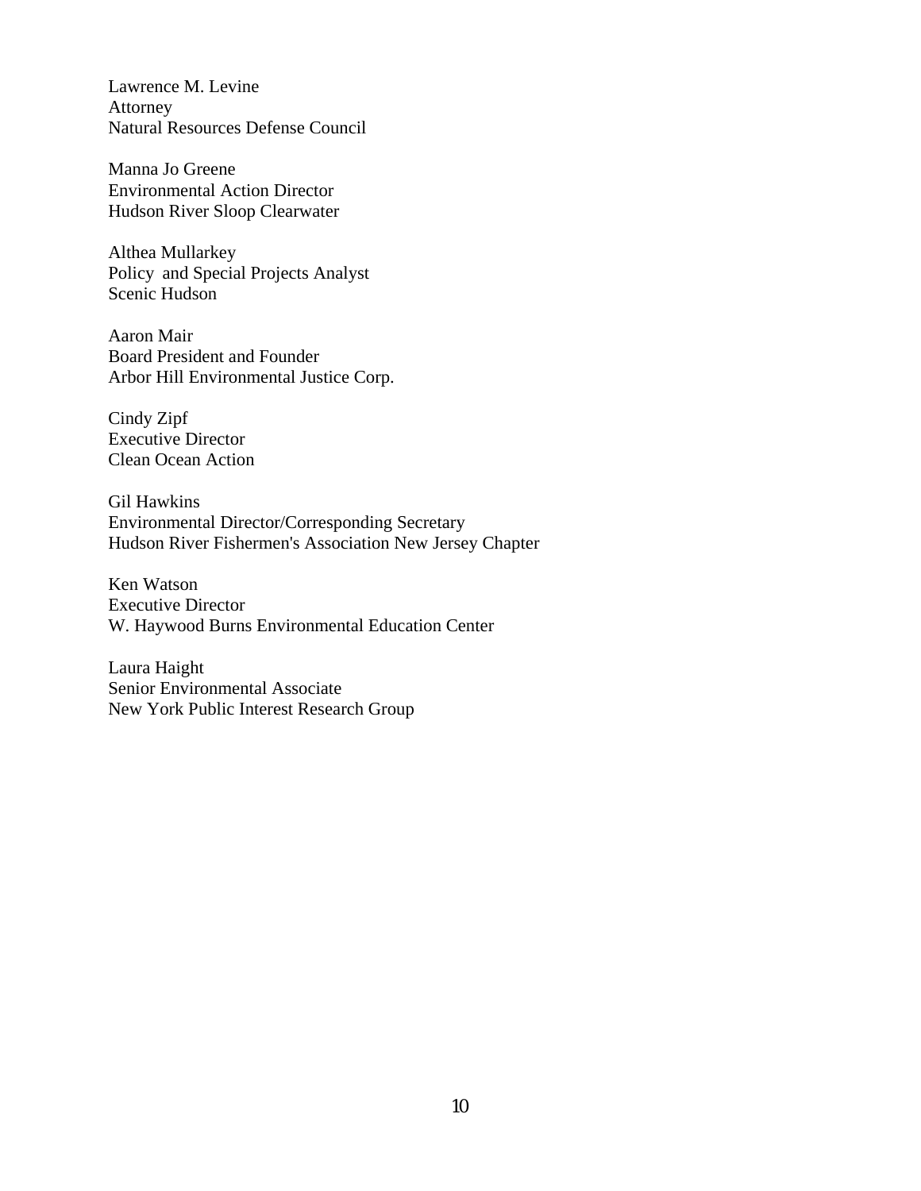Lawrence M. Levine
Attorney
Natural Resources Defense Council

Manna Jo Greene
Environmental Action Director
Hudson River Sloop Clearwater

Althea Mullarkey
Policy and Special Projects Analyst
Scenic Hudson

Aaron Mair
Board President and Founder
Arbor Hill Environmental Justice Corp.

Cindy Zipf
Executive Director
Clean Ocean Action

Gil Hawkins
Environmental Director/Corresponding Secretary
Hudson River Fishermen's Association New Jersey Chapter

Ken Watson
Executive Director
W. Haywood Burns Environmental Education Center

Laura Haight
Senior Environmental Associate
New York Public Interest Research Group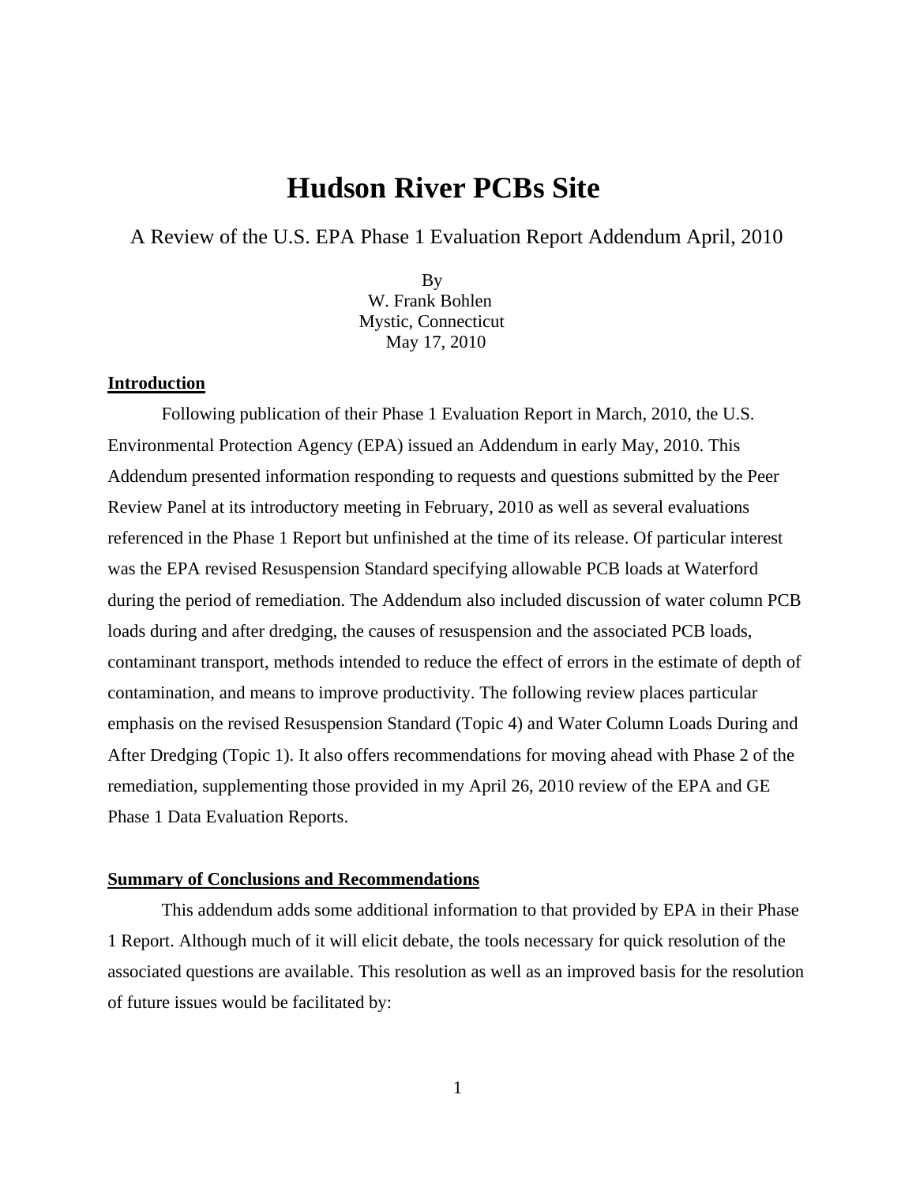# Hudson River PCBs Site

A Review of the U.S. EPA Phase 1 Evaluation Report Addendum April, 2010

By
W. Frank Bohlen
Mystic, Connecticut
May 17, 2010

## Introduction

Following publication of their Phase 1 Evaluation Report in March, 2010, the U.S. Environmental Protection Agency (EPA) issued an Addendum in early May, 2010. This Addendum presented information responding to requests and questions submitted by the Peer Review Panel at its introductory meeting in February, 2010 as well as several evaluations referenced in the Phase 1 Report but unfinished at the time of its release. Of particular interest was the EPA revised Resuspension Standard specifying allowable PCB loads at Waterford during the period of remediation. The Addendum also included discussion of water column PCB loads during and after dredging, the causes of resuspension and the associated PCB loads, contaminant transport, methods intended to reduce the effect of errors in the estimate of depth of contamination, and means to improve productivity. The following review places particular emphasis on the revised Resuspension Standard (Topic 4) and Water Column Loads During and After Dredging (Topic 1). It also offers recommendations for moving ahead with Phase 2 of the remediation, supplementing those provided in my April 26, 2010 review of the EPA and GE Phase 1 Data Evaluation Reports.

## Summary of Conclusions and Recommendations

This addendum adds some additional information to that provided by EPA in their Phase 1 Report. Although much of it will elicit debate, the tools necessary for quick resolution of the associated questions are available. This resolution as well as an improved basis for the resolution of future issues would be facilitated by: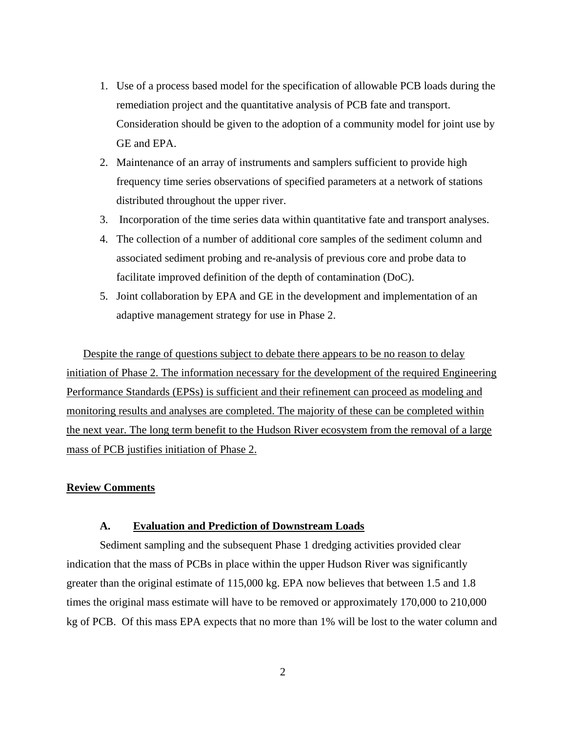1. Use of a process based model for the specification of allowable PCB loads during the remediation project and the quantitative analysis of PCB fate and transport. Consideration should be given to the adoption of a community model for joint use by GE and EPA.
2. Maintenance of an array of instruments and samplers sufficient to provide high frequency time series observations of specified parameters at a network of stations distributed throughout the upper river.
3. Incorporation of the time series data within quantitative fate and transport analyses.
4. The collection of a number of additional core samples of the sediment column and associated sediment probing and re-analysis of previous core and probe data to facilitate improved definition of the depth of contamination (DoC).
5. Joint collaboration by EPA and GE in the development and implementation of an adaptive management strategy for use in Phase 2.

<u>Despite the range of questions subject to debate there appears to be no reason to delay initiation of Phase 2. The information necessary for the development of the required Engineering Performance Standards (EPSs) is sufficient and their refinement can proceed as modeling and monitoring results and analyses are completed. The majority of these can be completed within the next year. The long term benefit to the Hudson River ecosystem from the removal of a large mass of PCB justifies initiation of Phase 2.</u>

## Review Comments

### A. Evaluation and Prediction of Downstream Loads

Sediment sampling and the subsequent Phase 1 dredging activities provided clear indication that the mass of PCBs in place within the upper Hudson River was significantly greater than the original estimate of 115,000 kg. EPA now believes that between 1.5 and 1.8 times the original mass estimate will have to be removed or approximately 170,000 to 210,000 kg of PCB. Of this mass EPA expects that no more than 1% will be lost to the water column and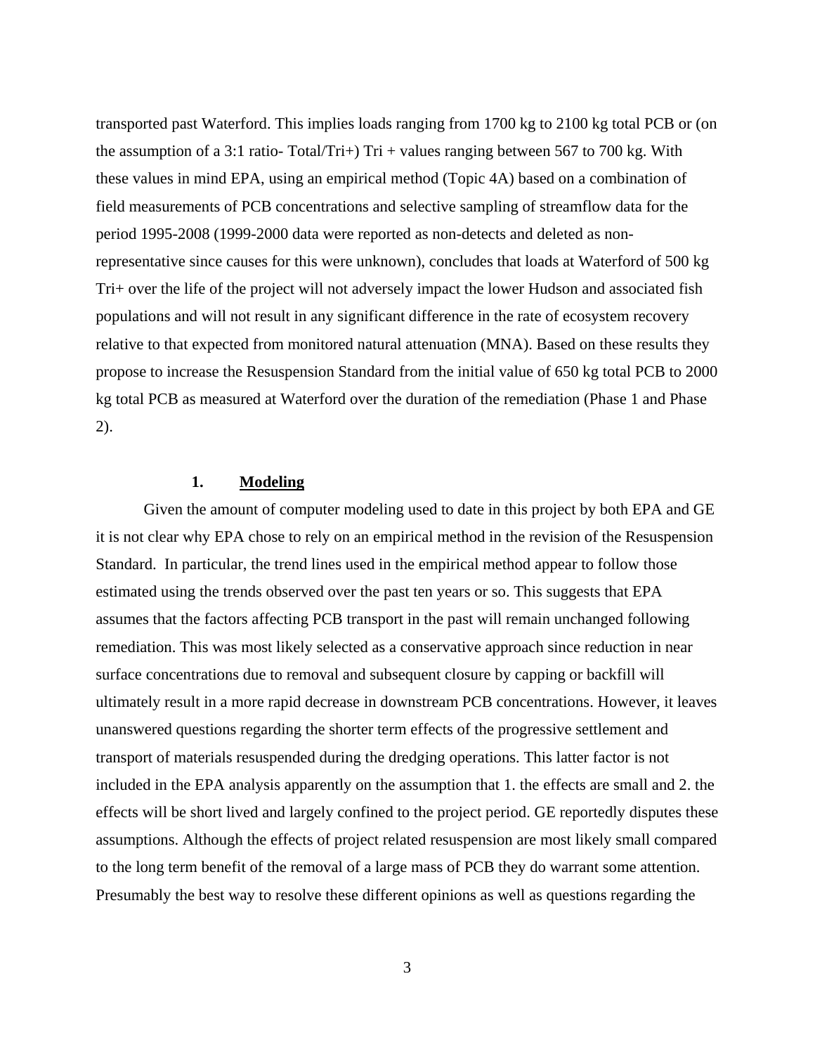transported past Waterford. This implies loads ranging from 1700 kg to 2100 kg total PCB or (on the assumption of a 3:1 ratio- Total/Tri+) Tri + values ranging between 567 to 700 kg. With these values in mind EPA, using an empirical method (Topic 4A) based on a combination of field measurements of PCB concentrations and selective sampling of streamflow data for the period 1995-2008 (1999-2000 data were reported as non-detects and deleted as non-representative since causes for this were unknown), concludes that loads at Waterford of 500 kg Tri+ over the life of the project will not adversely impact the lower Hudson and associated fish populations and will not result in any significant difference in the rate of ecosystem recovery relative to that expected from monitored natural attenuation (MNA). Based on these results they propose to increase the Resuspension Standard from the initial value of 650 kg total PCB to 2000 kg total PCB as measured at Waterford over the duration of the remediation (Phase 1 and Phase 2).

### 1. <u>Modeling</u>

Given the amount of computer modeling used to date in this project by both EPA and GE it is not clear why EPA chose to rely on an empirical method in the revision of the Resuspension Standard. In particular, the trend lines used in the empirical method appear to follow those estimated using the trends observed over the past ten years or so. This suggests that EPA assumes that the factors affecting PCB transport in the past will remain unchanged following remediation. This was most likely selected as a conservative approach since reduction in near surface concentrations due to removal and subsequent closure by capping or backfill will ultimately result in a more rapid decrease in downstream PCB concentrations. However, it leaves unanswered questions regarding the shorter term effects of the progressive settlement and transport of materials resuspended during the dredging operations. This latter factor is not included in the EPA analysis apparently on the assumption that 1. the effects are small and 2. the effects will be short lived and largely confined to the project period. GE reportedly disputes these assumptions. Although the effects of project related resuspension are most likely small compared to the long term benefit of the removal of a large mass of PCB they do warrant some attention. Presumably the best way to resolve these different opinions as well as questions regarding the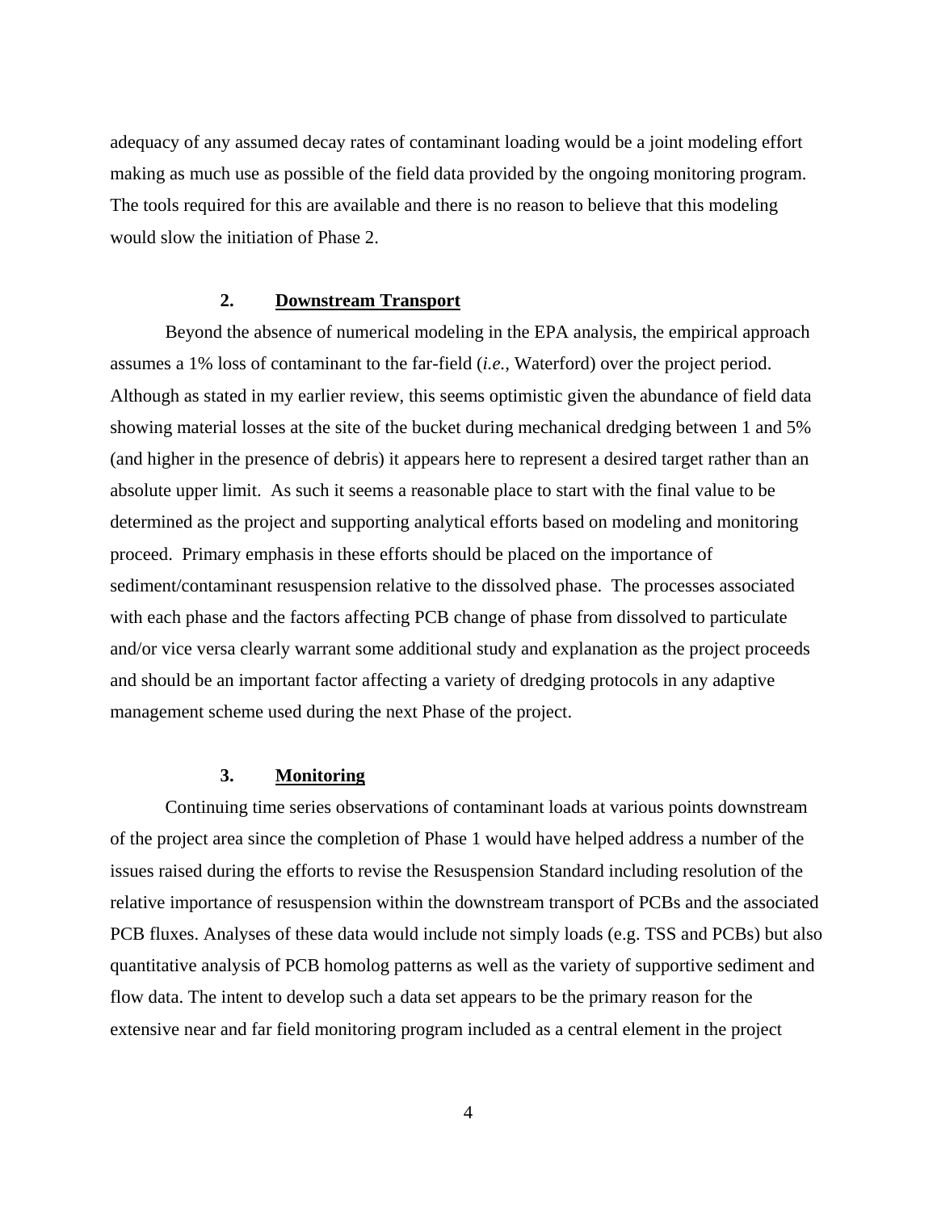adequacy of any assumed decay rates of contaminant loading would be a joint modeling effort making as much use as possible of the field data provided by the ongoing monitoring program. The tools required for this are available and there is no reason to believe that this modeling would slow the initiation of Phase 2.

### 2. <u>Downstream Transport</u>

Beyond the absence of numerical modeling in the EPA analysis, the empirical approach assumes a 1% loss of contaminant to the far-field (*i.e.,* Waterford) over the project period. Although as stated in my earlier review, this seems optimistic given the abundance of field data showing material losses at the site of the bucket during mechanical dredging between 1 and 5% (and higher in the presence of debris) it appears here to represent a desired target rather than an absolute upper limit. As such it seems a reasonable place to start with the final value to be determined as the project and supporting analytical efforts based on modeling and monitoring proceed. Primary emphasis in these efforts should be placed on the importance of sediment/contaminant resuspension relative to the dissolved phase. The processes associated with each phase and the factors affecting PCB change of phase from dissolved to particulate and/or vice versa clearly warrant some additional study and explanation as the project proceeds and should be an important factor affecting a variety of dredging protocols in any adaptive management scheme used during the next Phase of the project.

### 3. <u>Monitoring</u>

Continuing time series observations of contaminant loads at various points downstream of the project area since the completion of Phase 1 would have helped address a number of the issues raised during the efforts to revise the Resuspension Standard including resolution of the relative importance of resuspension within the downstream transport of PCBs and the associated PCB fluxes. Analyses of these data would include not simply loads (e.g. TSS and PCBs) but also quantitative analysis of PCB homolog patterns as well as the variety of supportive sediment and flow data. The intent to develop such a data set appears to be the primary reason for the extensive near and far field monitoring program included as a central element in the project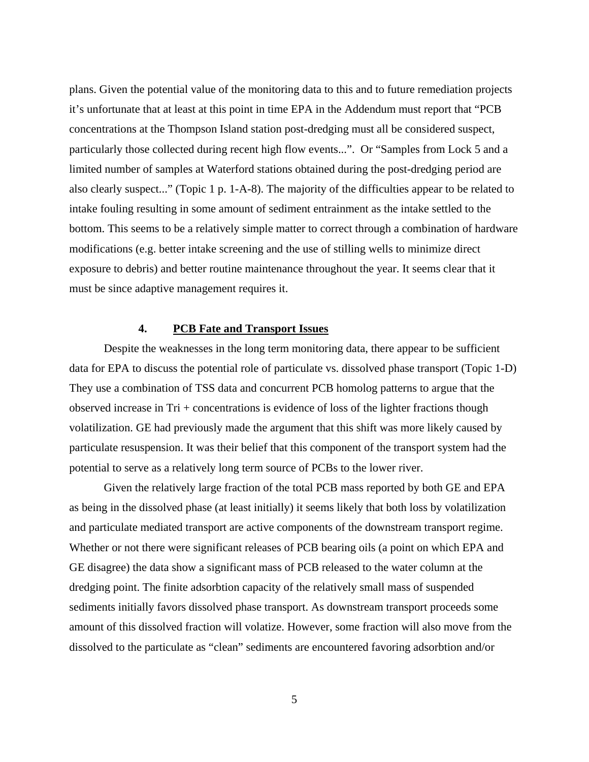plans. Given the potential value of the monitoring data to this and to future remediation projects it's unfortunate that at least at this point in time EPA in the Addendum must report that "PCB concentrations at the Thompson Island station post-dredging must all be considered suspect, particularly those collected during recent high flow events...". Or "Samples from Lock 5 and a limited number of samples at Waterford stations obtained during the post-dredging period are also clearly suspect..." (Topic 1 p. 1-A-8). The majority of the difficulties appear to be related to intake fouling resulting in some amount of sediment entrainment as the intake settled to the bottom. This seems to be a relatively simple matter to correct through a combination of hardware modifications (e.g. better intake screening and the use of stilling wells to minimize direct exposure to debris) and better routine maintenance throughout the year. It seems clear that it must be since adaptive management requires it.

### 4. PCB Fate and Transport Issues

Despite the weaknesses in the long term monitoring data, there appear to be sufficient data for EPA to discuss the potential role of particulate vs. dissolved phase transport (Topic 1-D) They use a combination of TSS data and concurrent PCB homolog patterns to argue that the observed increase in Tri + concentrations is evidence of loss of the lighter fractions though volatilization. GE had previously made the argument that this shift was more likely caused by particulate resuspension. It was their belief that this component of the transport system had the potential to serve as a relatively long term source of PCBs to the lower river.

Given the relatively large fraction of the total PCB mass reported by both GE and EPA as being in the dissolved phase (at least initially) it seems likely that both loss by volatilization and particulate mediated transport are active components of the downstream transport regime. Whether or not there were significant releases of PCB bearing oils (a point on which EPA and GE disagree) the data show a significant mass of PCB released to the water column at the dredging point. The finite adsorbtion capacity of the relatively small mass of suspended sediments initially favors dissolved phase transport. As downstream transport proceeds some amount of this dissolved fraction will volatize. However, some fraction will also move from the dissolved to the particulate as "clean" sediments are encountered favoring adsorbtion and/or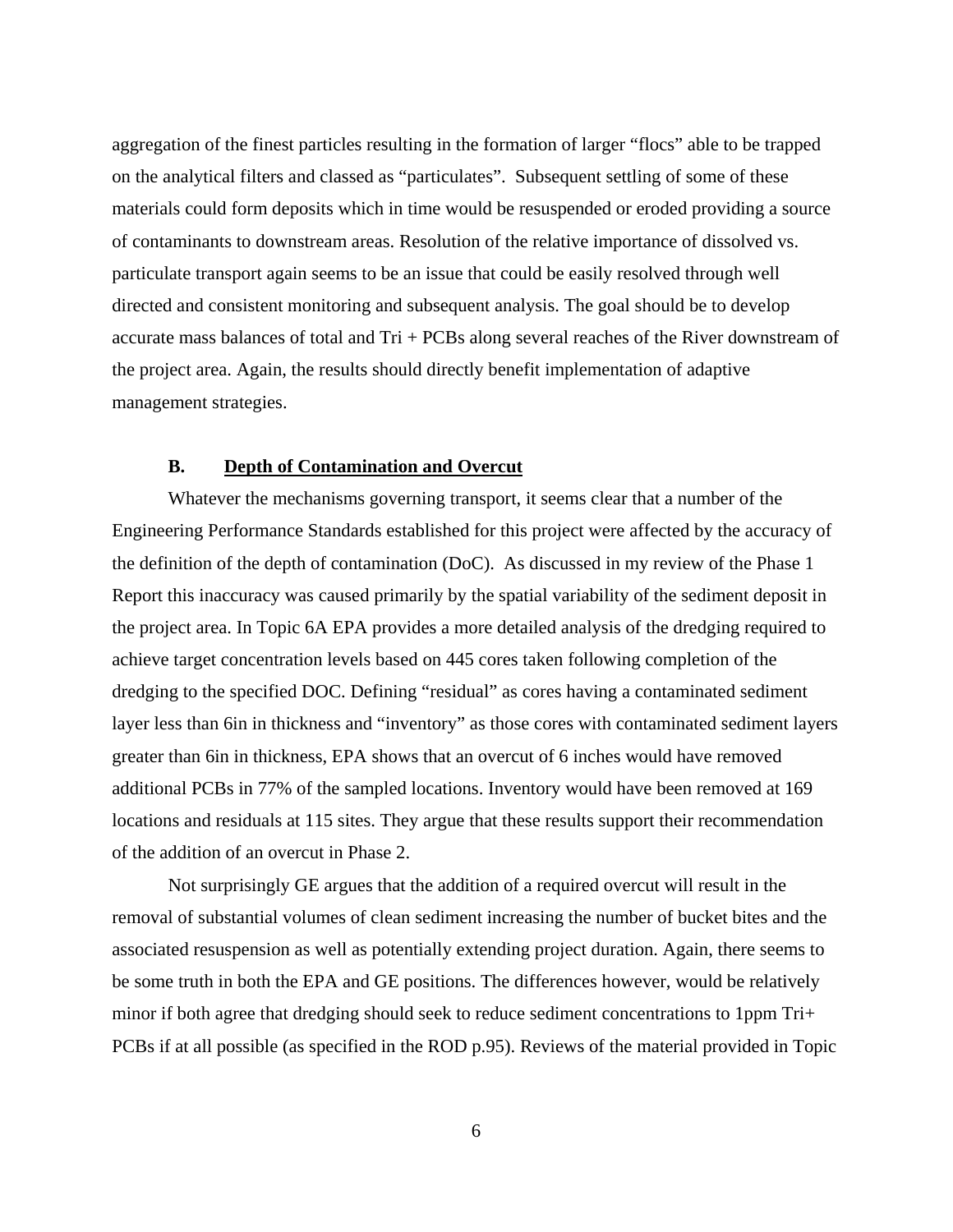aggregation of the finest particles resulting in the formation of larger "flocs" able to be trapped on the analytical filters and classed as "particulates". Subsequent settling of some of these materials could form deposits which in time would be resuspended or eroded providing a source of contaminants to downstream areas. Resolution of the relative importance of dissolved vs. particulate transport again seems to be an issue that could be easily resolved through well directed and consistent monitoring and subsequent analysis. The goal should be to develop accurate mass balances of total and Tri + PCBs along several reaches of the River downstream of the project area. Again, the results should directly benefit implementation of adaptive management strategies.

### B. Depth of Contamination and Overcut

Whatever the mechanisms governing transport, it seems clear that a number of the Engineering Performance Standards established for this project were affected by the accuracy of the definition of the depth of contamination (DoC). As discussed in my review of the Phase 1 Report this inaccuracy was caused primarily by the spatial variability of the sediment deposit in the project area. In Topic 6A EPA provides a more detailed analysis of the dredging required to achieve target concentration levels based on 445 cores taken following completion of the dredging to the specified DOC. Defining "residual" as cores having a contaminated sediment layer less than 6in in thickness and "inventory" as those cores with contaminated sediment layers greater than 6in in thickness, EPA shows that an overcut of 6 inches would have removed additional PCBs in 77% of the sampled locations. Inventory would have been removed at 169 locations and residuals at 115 sites. They argue that these results support their recommendation of the addition of an overcut in Phase 2.

Not surprisingly GE argues that the addition of a required overcut will result in the removal of substantial volumes of clean sediment increasing the number of bucket bites and the associated resuspension as well as potentially extending project duration. Again, there seems to be some truth in both the EPA and GE positions. The differences however, would be relatively minor if both agree that dredging should seek to reduce sediment concentrations to 1ppm Tri+ PCBs if at all possible (as specified in the ROD p.95). Reviews of the material provided in Topic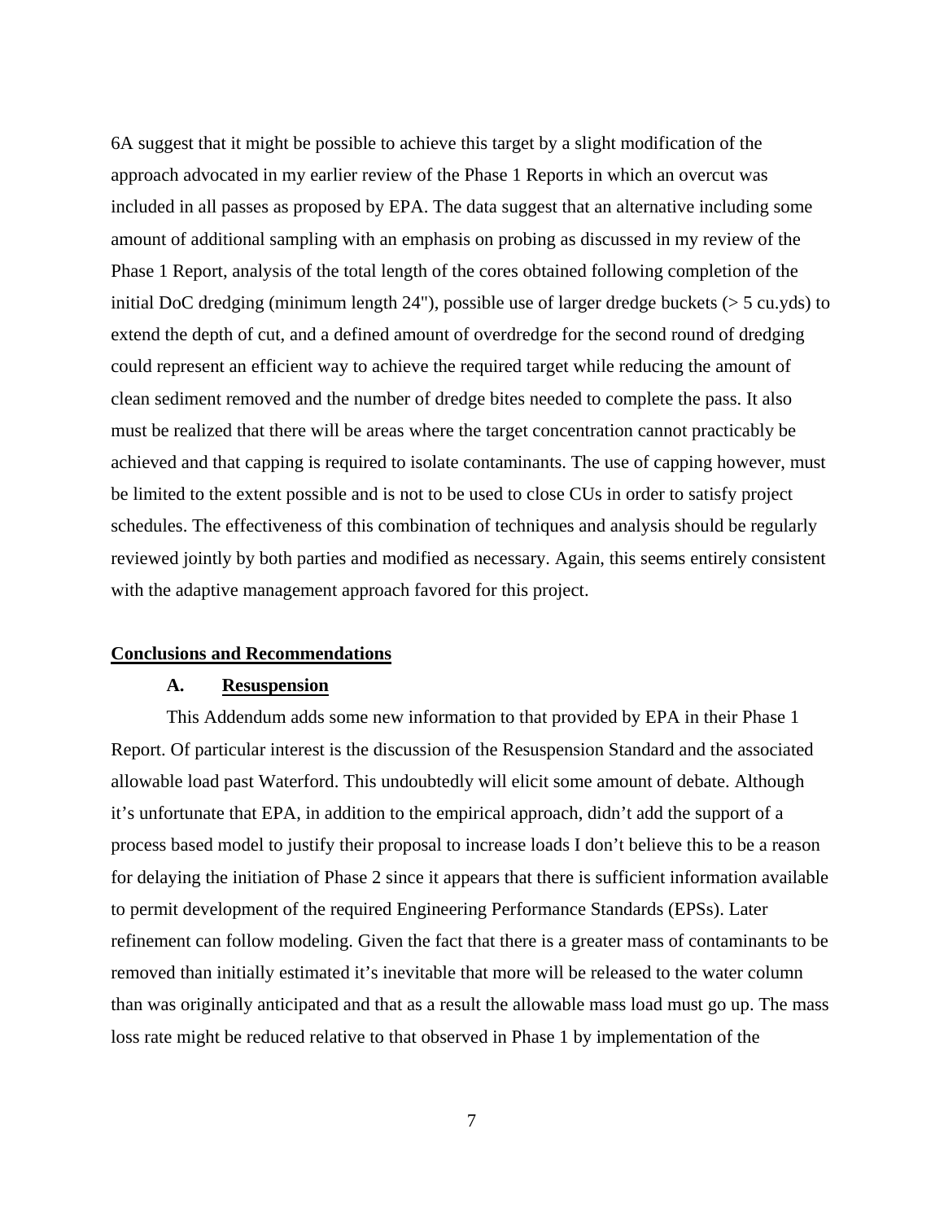6A suggest that it might be possible to achieve this target by a slight modification of the approach advocated in my earlier review of the Phase 1 Reports in which an overcut was included in all passes as proposed by EPA. The data suggest that an alternative including some amount of additional sampling with an emphasis on probing as discussed in my review of the Phase 1 Report, analysis of the total length of the cores obtained following completion of the initial DoC dredging (minimum length 24"), possible use of larger dredge buckets (> 5 cu.yds) to extend the depth of cut, and a defined amount of overdredge for the second round of dredging could represent an efficient way to achieve the required target while reducing the amount of clean sediment removed and the number of dredge bites needed to complete the pass. It also must be realized that there will be areas where the target concentration cannot practicably be achieved and that capping is required to isolate contaminants. The use of capping however, must be limited to the extent possible and is not to be used to close CUs in order to satisfy project schedules. The effectiveness of this combination of techniques and analysis should be regularly reviewed jointly by both parties and modified as necessary. Again, this seems entirely consistent with the adaptive management approach favored for this project.

## Conclusions and Recommendations

### A. Resuspension

This Addendum adds some new information to that provided by EPA in their Phase 1 Report. Of particular interest is the discussion of the Resuspension Standard and the associated allowable load past Waterford. This undoubtedly will elicit some amount of debate. Although it's unfortunate that EPA, in addition to the empirical approach, didn't add the support of a process based model to justify their proposal to increase loads I don't believe this to be a reason for delaying the initiation of Phase 2 since it appears that there is sufficient information available to permit development of the required Engineering Performance Standards (EPSs). Later refinement can follow modeling. Given the fact that there is a greater mass of contaminants to be removed than initially estimated it's inevitable that more will be released to the water column than was originally anticipated and that as a result the allowable mass load must go up. The mass loss rate might be reduced relative to that observed in Phase 1 by implementation of the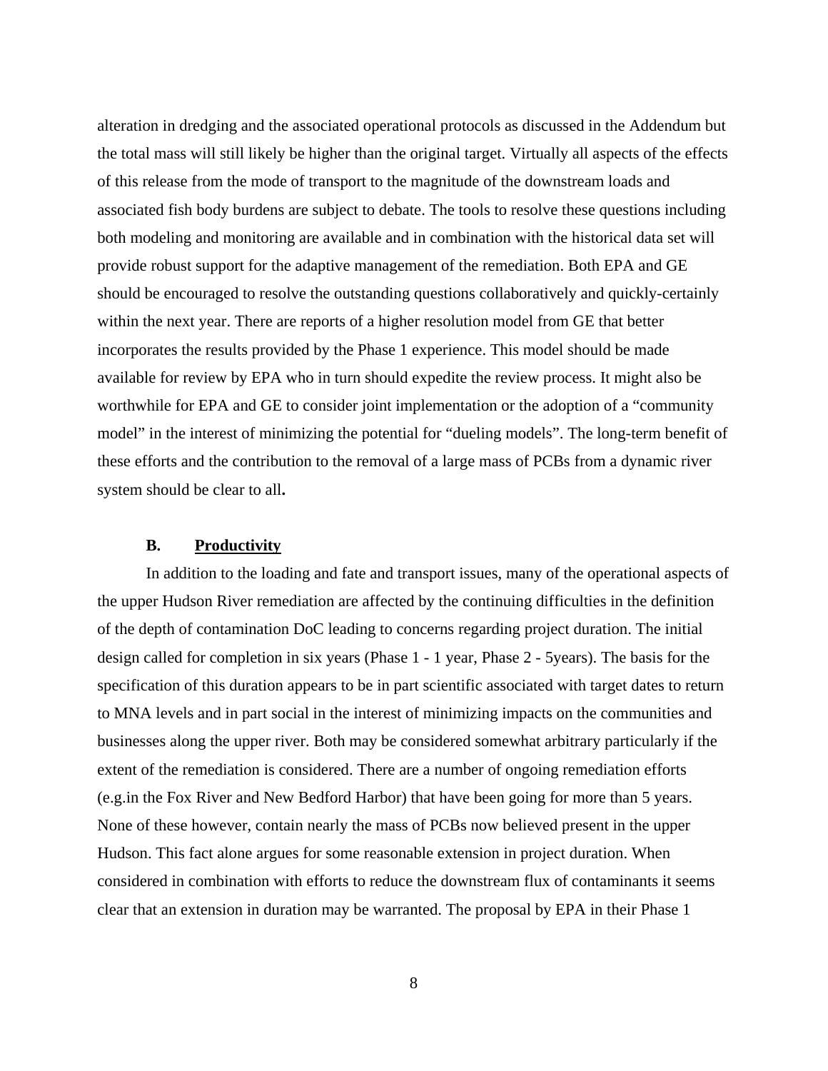alteration in dredging and the associated operational protocols as discussed in the Addendum but the total mass will still likely be higher than the original target. Virtually all aspects of the effects of this release from the mode of transport to the magnitude of the downstream loads and associated fish body burdens are subject to debate. The tools to resolve these questions including both modeling and monitoring are available and in combination with the historical data set will provide robust support for the adaptive management of the remediation. Both EPA and GE should be encouraged to resolve the outstanding questions collaboratively and quickly-certainly within the next year. There are reports of a higher resolution model from GE that better incorporates the results provided by the Phase 1 experience. This model should be made available for review by EPA who in turn should expedite the review process. It might also be worthwhile for EPA and GE to consider joint implementation or the adoption of a "community model" in the interest of minimizing the potential for "dueling models". The long-term benefit of these efforts and the contribution to the removal of a large mass of PCBs from a dynamic river system should be clear to all**.**

### B. Productivity

In addition to the loading and fate and transport issues, many of the operational aspects of the upper Hudson River remediation are affected by the continuing difficulties in the definition of the depth of contamination DoC leading to concerns regarding project duration. The initial design called for completion in six years (Phase 1 - 1 year, Phase 2 - 5years). The basis for the specification of this duration appears to be in part scientific associated with target dates to return to MNA levels and in part social in the interest of minimizing impacts on the communities and businesses along the upper river. Both may be considered somewhat arbitrary particularly if the extent of the remediation is considered. There are a number of ongoing remediation efforts (e.g.in the Fox River and New Bedford Harbor) that have been going for more than 5 years. None of these however, contain nearly the mass of PCBs now believed present in the upper Hudson. This fact alone argues for some reasonable extension in project duration. When considered in combination with efforts to reduce the downstream flux of contaminants it seems clear that an extension in duration may be warranted. The proposal by EPA in their Phase 1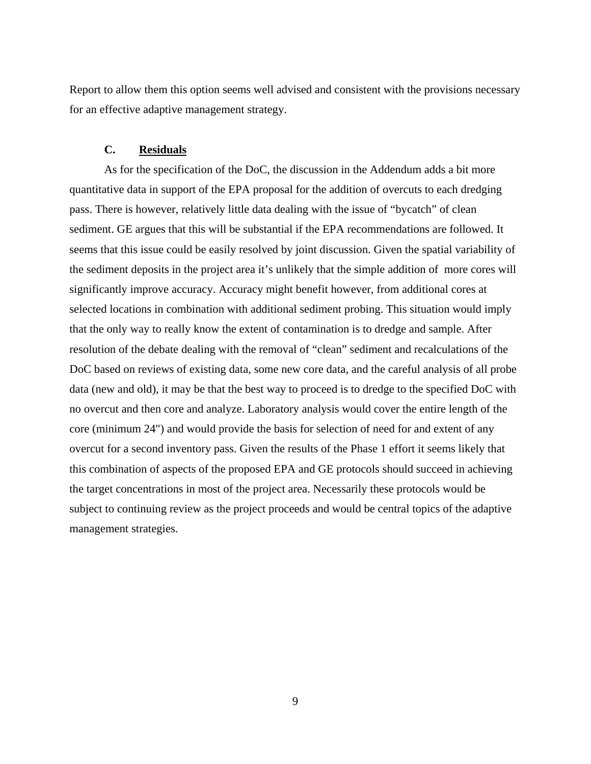Report to allow them this option seems well advised and consistent with the provisions necessary for an effective adaptive management strategy.

### C. Residuals

As for the specification of the DoC, the discussion in the Addendum adds a bit more quantitative data in support of the EPA proposal for the addition of overcuts to each dredging pass. There is however, relatively little data dealing with the issue of "bycatch" of clean sediment. GE argues that this will be substantial if the EPA recommendations are followed. It seems that this issue could be easily resolved by joint discussion. Given the spatial variability of the sediment deposits in the project area it's unlikely that the simple addition of more cores will significantly improve accuracy. Accuracy might benefit however, from additional cores at selected locations in combination with additional sediment probing. This situation would imply that the only way to really know the extent of contamination is to dredge and sample. After resolution of the debate dealing with the removal of "clean" sediment and recalculations of the DoC based on reviews of existing data, some new core data, and the careful analysis of all probe data (new and old), it may be that the best way to proceed is to dredge to the specified DoC with no overcut and then core and analyze. Laboratory analysis would cover the entire length of the core (minimum 24") and would provide the basis for selection of need for and extent of any overcut for a second inventory pass. Given the results of the Phase 1 effort it seems likely that this combination of aspects of the proposed EPA and GE protocols should succeed in achieving the target concentrations in most of the project area. Necessarily these protocols would be subject to continuing review as the project proceeds and would be central topics of the adaptive management strategies.